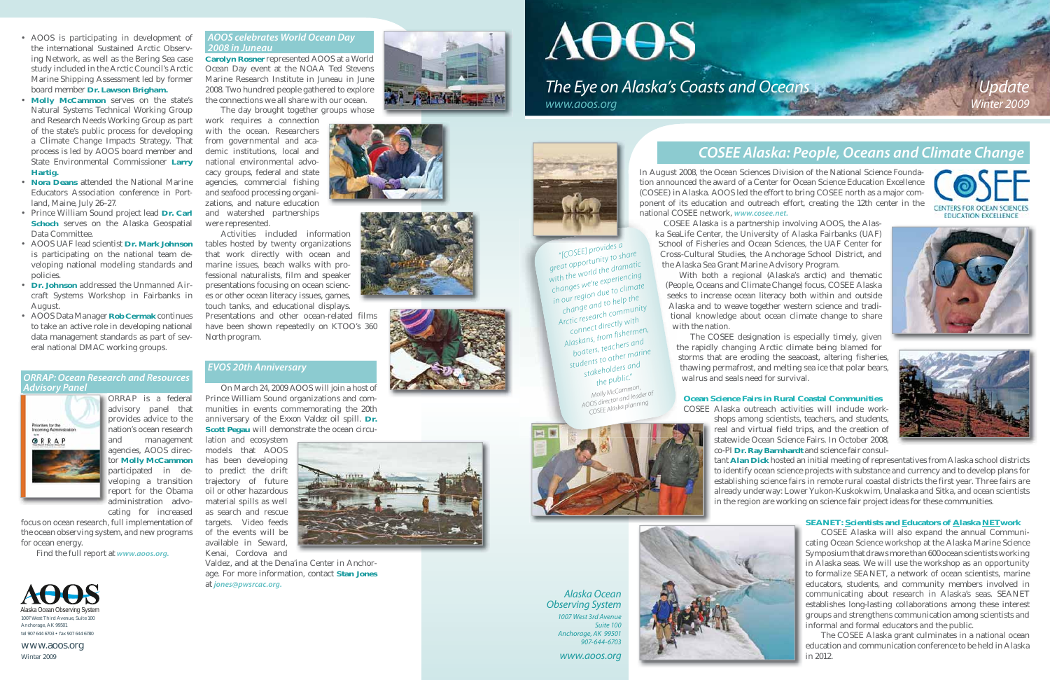# AOOS

*The Eye on Alaska's Coasts and Oceans*

*www.aoos.org*

*Update*
*Winter 2009*

- AOOS is participating in development of the international Sustained Arctic Observing Network, as well as the Bering Sea case study included in the Arctic Council's Arctic Marine Shipping Assessment led by former board member **Dr. Lawson Brigham.**
- **Molly McCammon** serves on the state's Natural Systems Technical Working Group and Research Needs Working Group as part of the state's public process for developing a Climate Change Impacts Strategy. That process is led by AOOS board member and State Environmental Commissioner **Larry Hartig.**
- **Nora Deans** attended the National Marine Educators Association conference in Portland, Maine, July 26–27.
- Prince William Sound project lead **Dr. Carl Schoch** serves on the Alaska Geospatial Data Committee.
- AOOS UAF lead scientist **Dr. Mark Johnson** is participating on the national team developing national modeling standards and policies.
- **Dr. Johnson** addressed the Unmanned Aircraft Systems Workshop in Fairbanks in August.
- AOOS Data Manager **Rob Cermak** continues to take an active role in developing national data management standards as part of several national DMAC working groups.

## ORRAP: Ocean Research and Resources Advisory Panel

ORRAP is a federal advisory panel that provides advice to the nation's ocean research and management agencies. AOOS director **Molly McCammon** participated in developing a transition report for the Obama administration advocating for increased focus on ocean research, full implementation of the ocean observing system, and new programs for ocean energy.

Find the full report at *www.aoos.org.*

## AOOS celebrates World Ocean Day 2008 in Juneau

**Carolyn Rosner** represented AOOS at a World Ocean Day event at the NOAA Ted Stevens Marine Research Institute in Juneau in June 2008. Two hundred people gathered to explore the connections we all share with our ocean.

The day brought together groups whose work requires a connection with the ocean. Researchers from governmental and academic institutions, local and national environmental advocacy groups, federal and state agencies, commercial fishing and seafood processing organizations, and nature education and watershed partnerships were represented.

Activities included information tables hosted by twenty organizations that work directly with ocean and marine issues, beach walks with professional naturalists, film and speaker presentations focusing on ocean sciences or other ocean literacy issues, games, touch tanks, and educational displays. Presentations and other ocean-related films have been shown repeatedly on KTOO's 360 North program.

## EVOS 20th Anniversary

On March 24, 2009 AOOS will join a host of Prince William Sound organizations and communities in events commemorating the 20th anniversary of the Exxon *Valdez* oil spill. **Dr. Scott Pegau** will demonstrate the ocean circulation and ecosystem models that AOOS has been developing to predict the drift trajectory of future oil or other hazardous material spills as well as search and rescue targets. Video feeds of the events will be available in Seward, Kenai, Cordova and Valdez, and at the Dena'ina Center in Anchorage. For more information, contact **Stan Jones** at *jones@pwsrcac.org.*

## COSEE Alaska: People, Oceans and Climate Change

In August 2008, the Ocean Sciences Division of the National Science Foundation announced the award of a Center for Ocean Science Education Excellence (COSEE) in Alaska. AOOS led the effort to bring COSEE north as a major component of its education and outreach effort, creating the 12th center in the national COSEE network, *www.cosee.net.*

COSEE Alaska is a partnership involving AOOS, the Alaska SeaLife Center, the University of Alaska Fairbanks (UAF) School of Fisheries and Ocean Sciences, the UAF Center for Cross-Cultural Studies, the Anchorage School District, and the Alaska Sea Grant Marine Advisory Program.

With both a regional (Alaska's arctic) and thematic (People, Oceans and Climate Change) focus, COSEE Alaska seeks to increase ocean literacy both within and outside Alaska and to weave together western science and traditional knowledge about ocean climate change to share with the nation.

The COSEE designation is especially timely, given the rapidly changing Arctic climate being blamed for storms that are eroding the seacoast, altering fisheries, thawing permafrost, and melting sea ice that polar bears, walrus and seals need for survival.

> "[COSEE] provides a great opportunity to share with the world the dramatic changes we're experiencing in our region due to climate change and to help the Arctic research community connect directly with Alaskans, from fishermen, boaters, teachers and students to other marine stakeholders and the public."
>
> *Molly McCammon, AOOS director and leader of COSEE Alaska planning*

### Ocean Science Fairs in Rural Coastal Communities

COSEE Alaska outreach activities will include workshops among scientists, teachers, and students, real and virtual field trips, and the creation of statewide Ocean Science Fairs. In October 2008, co-PI **Dr. Ray Barnhardt** and science fair consultant **Alan Dick** hosted an initial meeting of representatives from Alaska school districts to identify ocean science projects with substance and currency and to develop plans for establishing science fairs in remote rural coastal districts the first year. Three fairs are already underway: Lower Yukon-Kuskokwim, Unalaska and Sitka, and ocean scientists in the region are working on science fair project ideas for these communities.

### SEANET: Scientists and Educators of Alaska NETwork

COSEE Alaska will also expand the annual Communicating Ocean Science workshop at the Alaska Marine Science Symposium that draws more than 600 ocean scientists working in Alaska seas. We will use the workshop as an opportunity to formalize SEANET, a network of ocean scientists, marine educators, students, and community members involved in communicating about research in Alaska's seas. SEANET establishes long-lasting collaborations among these interest groups and strengthens communication among scientists and informal and formal educators and the public.

The COSEE Alaska grant culminates in a national ocean education and communication conference to be held in Alaska in 2012.

*Alaska Ocean Observing System*
*1007 West 3rd Avenue*
*Suite 100*
*Anchorage, AK 99501*
*907-644-6703*
*www.aoos.org*

AOOS
Alaska Ocean Observing System
1007 West Third Avenue, Suite 100
Anchorage, AK 99501
tel 907 644 6703 • fax 907 644 6780

www.aoos.org
Winter 2009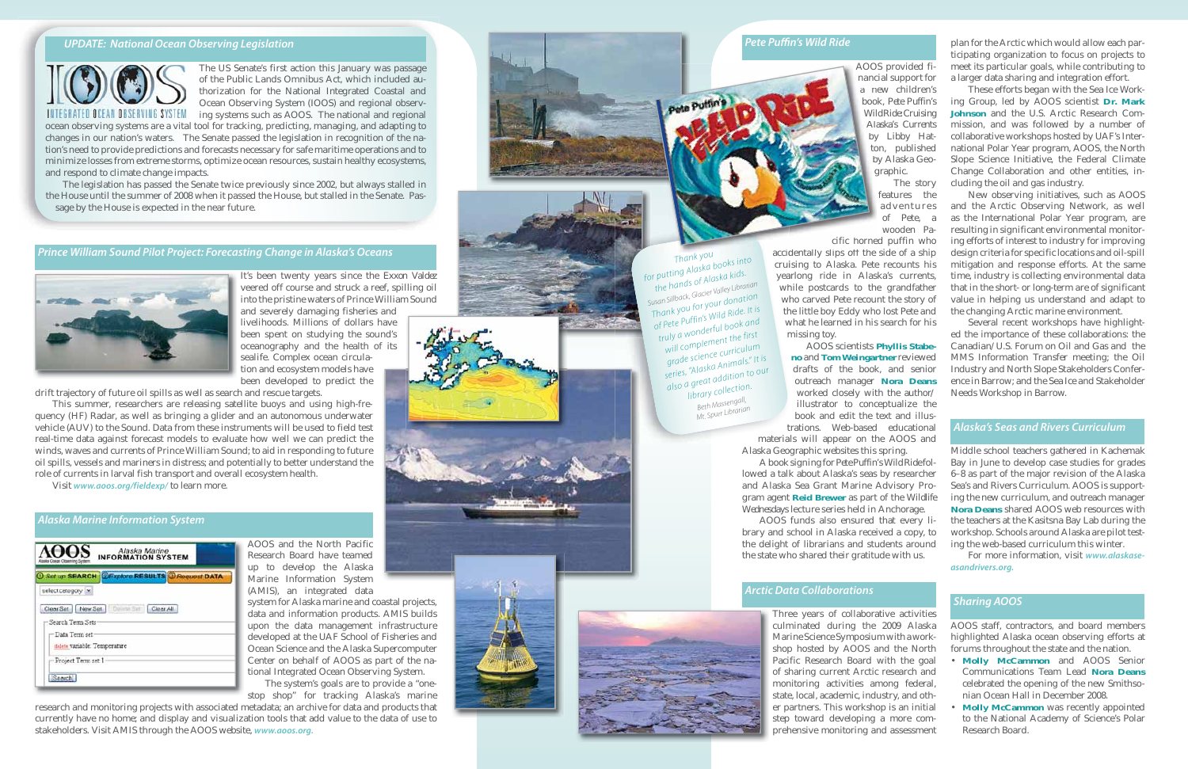## UPDATE: National Ocean Observing Legislation

The US Senate's first action this January was passage of the Public Lands Omnibus Act, which included authorization for the National Integrated Coastal and Ocean Observing System (IOOS) and regional observing systems such as AOOS. The national and regional ocean observing systems are a vital tool for tracking, predicting, managing, and adapting to changes in our nation's waters. The Senate passed the legislation in recognition of the nation's need to provide predictions and forecasts necessary for safe maritime operations and to minimize losses from extreme storms, optimize ocean resources, sustain healthy ecosystems, and respond to climate change impacts.

The legislation has passed the Senate twice previously since 2002, but always stalled in the House until the summer of 2008 when it passed the House, but stalled in the Senate. Passage by the House is expected in the near future.

## Prince William Sound Pilot Project: Forecasting Change in Alaska's Oceans

It's been twenty years since the Exxon Valdez veered off course and struck a reef, spilling oil into the pristine waters of Prince William Sound and severely damaging fisheries and livelihoods. Millions of dollars have been spent on studying the sound's oceanography and the health of its sealife. Complex ocean circulation and ecosystem models have been developed to predict the drift trajectory of future oil spills as well as search and rescue targets.

This summer, researchers are releasing satellite buoys and using high-frequency (HF) Radar, as well as bringing a glider and an autonomous underwater vehicle (AUV) to the Sound. Data from these instruments will be used to field test real-time data against forecast models to evaluate how well we can predict the winds, waves and currents of Prince William Sound; to aid in responding to future oil spills, vessels and mariners in distress; and potentially to better understand the role of currents in larval fish transport and overall ecosystem health.

Visit *www.aoos.org/fieldexp/* to learn more.

## Alaska Marine Information System

AOOS and the North Pacific Research Board have teamed up to develop the Alaska Marine Information System (AMIS), an integrated data system for Alaska marine and coastal projects, data and information products. AMIS builds upon the data management infrastructure developed at the UAF School of Fisheries and Ocean Science and the Alaska Supercomputer Center on behalf of AOOS as part of the national Integrated Ocean Observing System.

The system's goals are to provide a "one-stop shop" for tracking Alaska's marine research and monitoring projects with associated metadata; an archive for data and products that currently have no home; and display and visualization tools that add value to the data of use to stakeholders. Visit AMIS through the AOOS website, *www.aoos.org.*

## Pete Puffin's Wild Ride

AOOS provided financial support for a new children's book, Pete Puffin's Wild Ride Cruising Alaska's Currents by Libby Hatton, published by Alaska Geographic.

The story features the adventures of Pete, a wooden Pacific horned puffin who accidentally slips off the side of a ship cruising to Alaska. Pete recounts his yearlong ride in Alaska's currents, while postcards to the grandfather who carved Pete recount the story of the little boy Eddy who lost Pete and what he learned in his search for his missing toy.

AOOS scientists **Phyllis Stabeno** and **Tom Weingartner** reviewed drafts of the book, and senior outreach manager **Nora Deans** worked closely with the author/illustrator to conceptualize the book and edit the text and illustrations. Web-based educational materials will appear on the AOOS and Alaska Geographic websites this spring.

A book signing for Pete Puffin's Wild Ride followed a talk about Alaska's seas by researcher and Alaska Sea Grant Marine Advisory Program agent **Reid Brewer** as part of the Wildlife Wednesdays lecture series held in Anchorage.

AOOS funds also ensured that every library and school in Alaska received a copy, to the delight of librarians and students around the state who shared their gratitude with us.

*Thank you for putting Alaska books into the hands of Alaska kids.*
*Susan Sillback, Glacier Valley Librarian*

*Thank you for your donation of Pete Puffin's Wild Ride. It is truly a wonderful book and will complement the first grade science curriculum series, "Alaska Animals." It is also a great addition to our library collection.*
*Beth Massengall, Mt. Spurr Librarian*

## Arctic Data Collaborations

Three years of collaborative activities culminated during the 2009 Alaska Marine Science Symposium with a workshop hosted by AOOS and the North Pacific Research Board with the goal of sharing current Arctic research and monitoring activities among federal, state, local, academic, industry, and other partners. This workshop is an initial step toward developing a more comprehensive monitoring and assessment plan for the Arctic which would allow each participating organization to focus on projects to meet its particular goals, while contributing to a larger data sharing and integration effort.

These efforts began with the Sea Ice Working Group, led by AOOS scientist **Dr. Mark Johnson** and the U.S. Arctic Research Commission, and was followed by a number of collaborative workshops hosted by UAF's International Polar Year program, AOOS, the North Slope Science Initiative, the Federal Climate Change Collaboration and other entities, including the oil and gas industry.

New observing initiatives, such as AOOS and the Arctic Observing Network, as well as the International Polar Year program, are resulting in significant environmental monitoring efforts of interest to industry for improving design criteria for specific locations and oil-spill mitigation and response efforts. At the same time, industry is collecting environmental data that in the short- or long-term are of significant value in helping us understand and adapt to the changing Arctic marine environment.

Several recent workshops have highlighted the importance of these collaborations: the Canadian/U.S. Forum on Oil and Gas and the MMS Information Transfer meeting; the Oil Industry and North Slope Stakeholders Conference in Barrow; and the Sea Ice and Stakeholder Needs Workshop in Barrow.

## Alaska's Seas and Rivers Curriculum

Middle school teachers gathered in Kachemak Bay in June to develop case studies for grades 6-8 as part of the major revision of the Alaska Sea's and Rivers Curriculum. AOOS is supporting the new curriculum, and outreach manager **Nora Deans** shared AOOS web resources with the teachers at the Kasitsna Bay Lab during the workshop. Schools around Alaska are pilot testing the web-based curriculum this winter.

For more information, visit *www.alaskaseasandrivers.org.*

## Sharing AOOS

AOOS staff, contractors, and board members highlighted Alaska ocean observing efforts at forums throughout the state and the nation.

- **Molly McCammon** and AOOS Senior Communications Team Lead **Nora Deans** celebrated the opening of the new Smithsonian Ocean Hall in December 2008.
- **Molly McCammon** was recently appointed to the National Academy of Science's Polar Research Board.